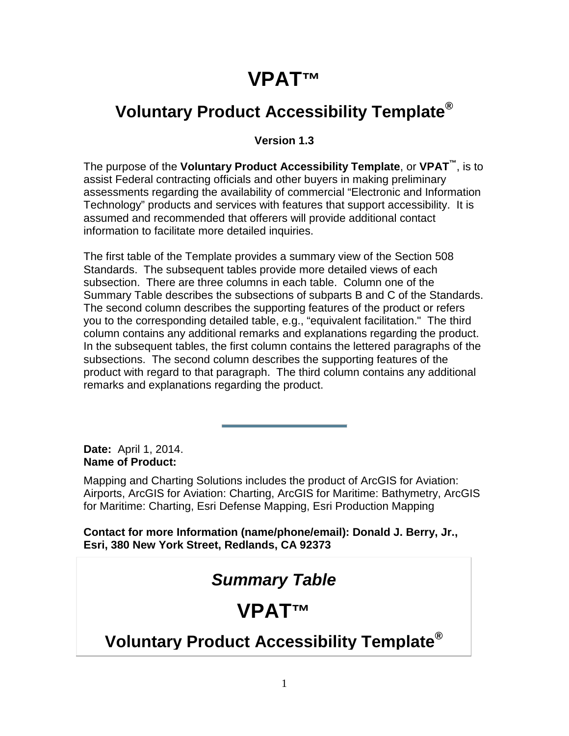# VPAT™

## Voluntary Product Accessibility Template®

**Version 1.3**

The purpose of the **Voluntary Product Accessibility Template**, or **VPAT™**, is to assist Federal contracting officials and other buyers in making preliminary assessments regarding the availability of commercial "Electronic and Information Technology" products and services with features that support accessibility. It is assumed and recommended that offerers will provide additional contact information to facilitate more detailed inquiries.

The first table of the Template provides a summary view of the Section 508 Standards. The subsequent tables provide more detailed views of each subsection. There are three columns in each table. Column one of the Summary Table describes the subsections of subparts B and C of the Standards. The second column describes the supporting features of the product or refers you to the corresponding detailed table, e.g., "equivalent facilitation." The third column contains any additional remarks and explanations regarding the product. In the subsequent tables, the first column contains the lettered paragraphs of the subsections. The second column describes the supporting features of the product with regard to that paragraph. The third column contains any additional remarks and explanations regarding the product.

---

**Date:** April 1, 2014.
**Name of Product:**

Mapping and Charting Solutions includes the product of ArcGIS for Aviation: Airports, ArcGIS for Aviation: Charting, ArcGIS for Maritime: Bathymetry, ArcGIS for Maritime: Charting, Esri Defense Mapping, Esri Production Mapping

**Contact for more Information (name/phone/email): Donald J. Berry, Jr., Esri, 380 New York Street, Redlands, CA 92373**

## *Summary Table*

## VPAT™

## Voluntary Product Accessibility Template®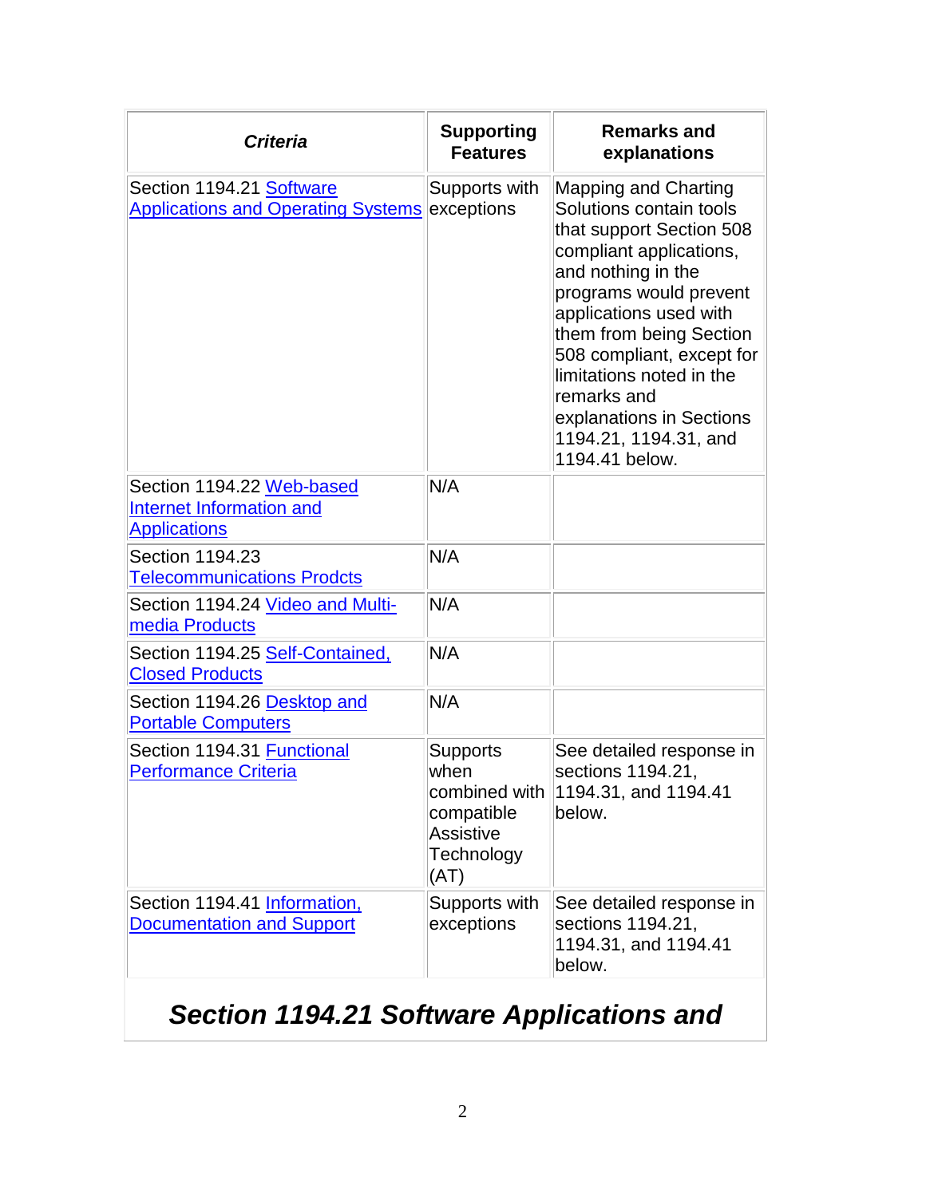| *Criteria* | Supporting Features | Remarks and explanations |
|---|---|---|
| Section 1194.21 Software Applications and Operating Systems | Supports with exceptions | Mapping and Charting Solutions contain tools that support Section 508 compliant applications, and nothing in the programs would prevent applications used with them from being Section 508 compliant, except for limitations noted in the remarks and explanations in Sections 1194.21, 1194.31, and 1194.41 below. |
| Section 1194.22 Web-based Internet Information and Applications | N/A | |
| Section 1194.23 Telecommunications Prodcts | N/A | |
| Section 1194.24 Video and Multi-media Products | N/A | |
| Section 1194.25 Self-Contained, Closed Products | N/A | |
| Section 1194.26 Desktop and Portable Computers | N/A | |
| Section 1194.31 Functional Performance Criteria | Supports when combined with compatible Assistive Technology (AT) | See detailed response in sections 1194.21, 1194.31, and 1194.41 below. |
| Section 1194.41 Information, Documentation and Support | Supports with exceptions | See detailed response in sections 1194.21, 1194.31, and 1194.41 below. |

## *Section 1194.21 Software Applications and*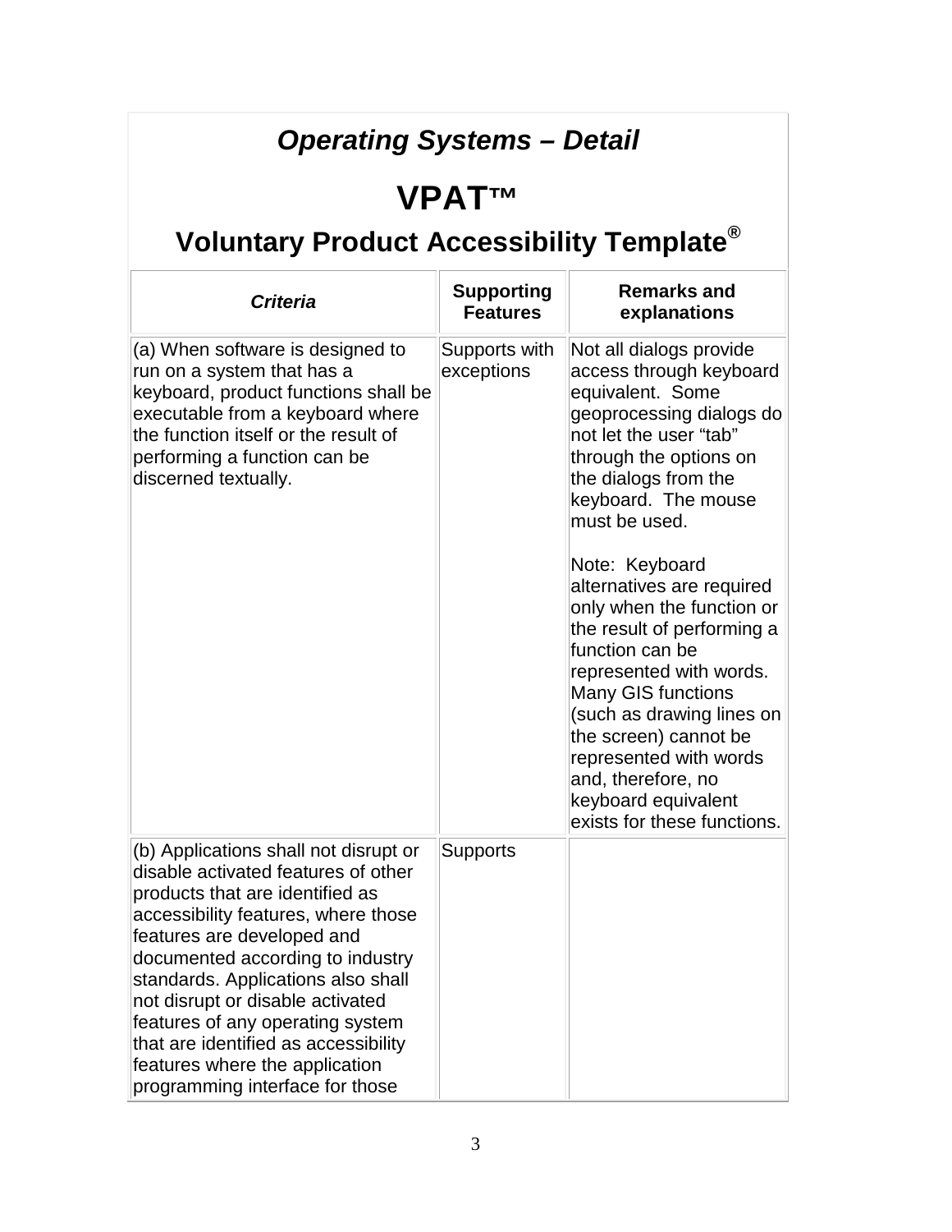## *Operating Systems – Detail*

# VPAT™

## Voluntary Product Accessibility Template®

| *Criteria* | **Supporting Features** | **Remarks and explanations** |
|---|---|---|
| (a) When software is designed to run on a system that has a keyboard, product functions shall be executable from a keyboard where the function itself or the result of performing a function can be discerned textually. | Supports with exceptions | Not all dialogs provide access through keyboard equivalent. Some geoprocessing dialogs do not let the user "tab" through the options on the dialogs from the keyboard. The mouse must be used.<br><br>Note: Keyboard alternatives are required only when the function or the result of performing a function can be represented with words. Many GIS functions (such as drawing lines on the screen) cannot be represented with words and, therefore, no keyboard equivalent exists for these functions. |
| (b) Applications shall not disrupt or disable activated features of other products that are identified as accessibility features, where those features are developed and documented according to industry standards. Applications also shall not disrupt or disable activated features of any operating system that are identified as accessibility features where the application programming interface for those | Supports | |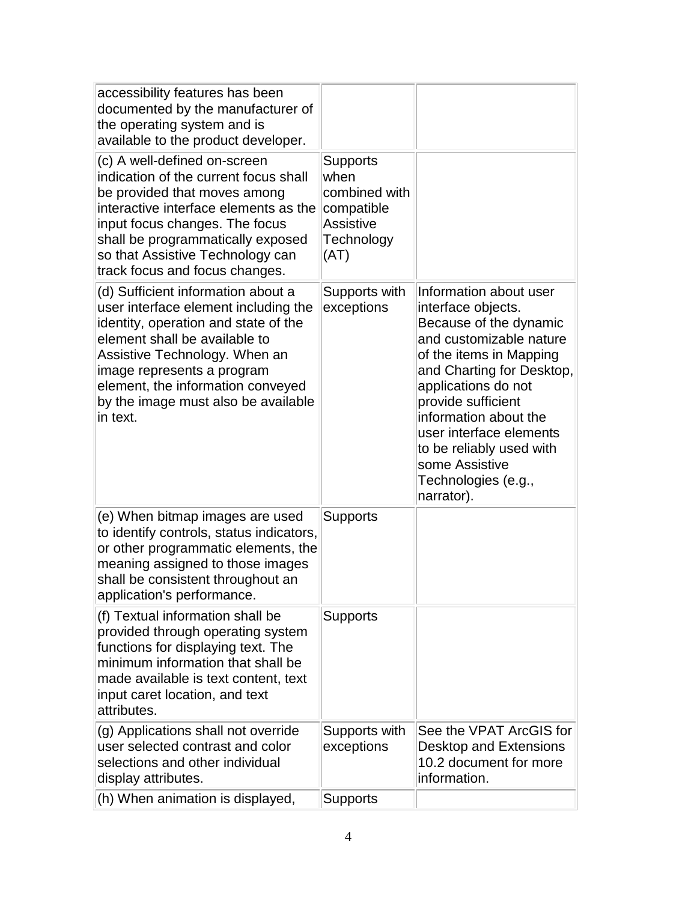| | | |
|---|---|---|
| accessibility features has been documented by the manufacturer of the operating system and is available to the product developer. | | |
| (c) A well-defined on-screen indication of the current focus shall be provided that moves among interactive interface elements as the input focus changes. The focus shall be programmatically exposed so that Assistive Technology can track focus and focus changes. | Supports when combined with compatible Assistive Technology (AT) | |
| (d) Sufficient information about a user interface element including the identity, operation and state of the element shall be available to Assistive Technology. When an image represents a program element, the information conveyed by the image must also be available in text. | Supports with exceptions | Information about user interface objects. Because of the dynamic and customizable nature of the items in Mapping and Charting for Desktop, applications do not provide sufficient information about the user interface elements to be reliably used with some Assistive Technologies (e.g., narrator). |
| (e) When bitmap images are used to identify controls, status indicators, or other programmatic elements, the meaning assigned to those images shall be consistent throughout an application's performance. | Supports | |
| (f) Textual information shall be provided through operating system functions for displaying text. The minimum information that shall be made available is text content, text input caret location, and text attributes. | Supports | |
| (g) Applications shall not override user selected contrast and color selections and other individual display attributes. | Supports with exceptions | See the VPAT ArcGIS for Desktop and Extensions 10.2 document for more information. |
| (h) When animation is displayed, | Supports | |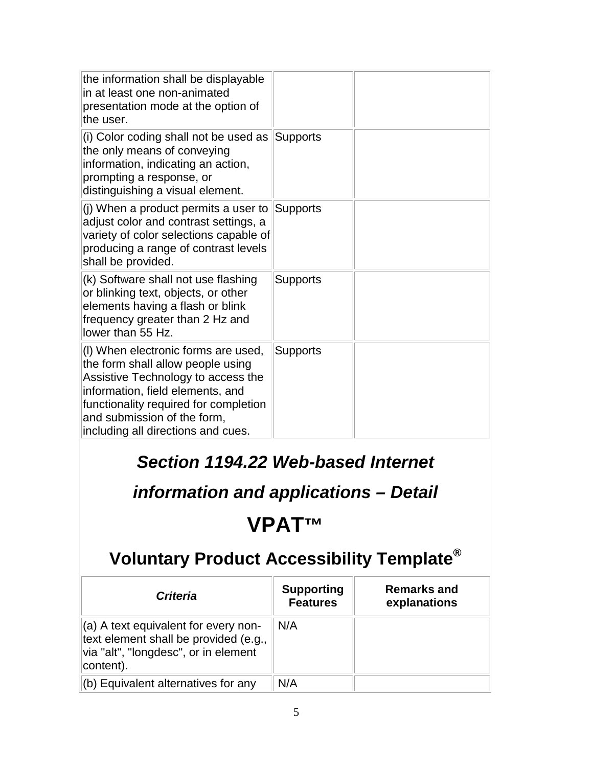| | | |
|---|---|---|
| the information shall be displayable in at least one non-animated presentation mode at the option of the user. | | |
| (i) Color coding shall not be used as the only means of conveying information, indicating an action, prompting a response, or distinguishing a visual element. | Supports | |
| (j) When a product permits a user to adjust color and contrast settings, a variety of color selections capable of producing a range of contrast levels shall be provided. | Supports | |
| (k) Software shall not use flashing or blinking text, objects, or other elements having a flash or blink frequency greater than 2 Hz and lower than 55 Hz. | Supports | |
| (l) When electronic forms are used, the form shall allow people using Assistive Technology to access the information, field elements, and functionality required for completion and submission of the form, including all directions and cues. | Supports | |

## *Section 1194.22 Web-based Internet information and applications – Detail*

## VPAT™

## Voluntary Product Accessibility Template®

| *Criteria* | Supporting Features | Remarks and explanations |
|---|---|---|
| (a) A text equivalent for every non-text element shall be provided (e.g., via "alt", "longdesc", or in element content). | N/A | |
| (b) Equivalent alternatives for any | N/A | |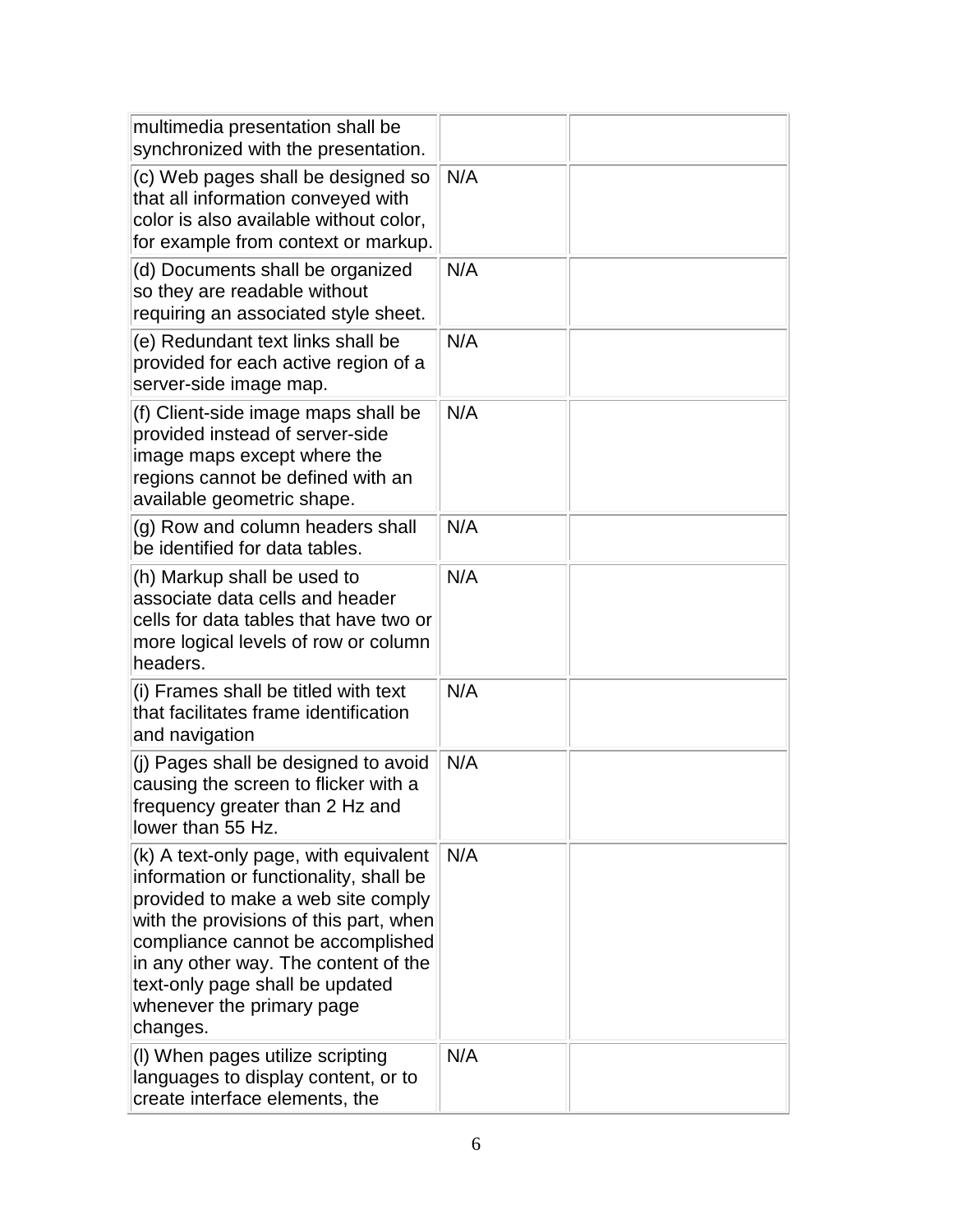| | | |
|---|---|---|
| multimedia presentation shall be synchronized with the presentation. | | |
| (c) Web pages shall be designed so that all information conveyed with color is also available without color, for example from context or markup. | N/A | |
| (d) Documents shall be organized so they are readable without requiring an associated style sheet. | N/A | |
| (e) Redundant text links shall be provided for each active region of a server-side image map. | N/A | |
| (f) Client-side image maps shall be provided instead of server-side image maps except where the regions cannot be defined with an available geometric shape. | N/A | |
| (g) Row and column headers shall be identified for data tables. | N/A | |
| (h) Markup shall be used to associate data cells and header cells for data tables that have two or more logical levels of row or column headers. | N/A | |
| (i) Frames shall be titled with text that facilitates frame identification and navigation | N/A | |
| (j) Pages shall be designed to avoid causing the screen to flicker with a frequency greater than 2 Hz and lower than 55 Hz. | N/A | |
| (k) A text-only page, with equivalent information or functionality, shall be provided to make a web site comply with the provisions of this part, when compliance cannot be accomplished in any other way. The content of the text-only page shall be updated whenever the primary page changes. | N/A | |
| (l) When pages utilize scripting languages to display content, or to create interface elements, the | N/A | |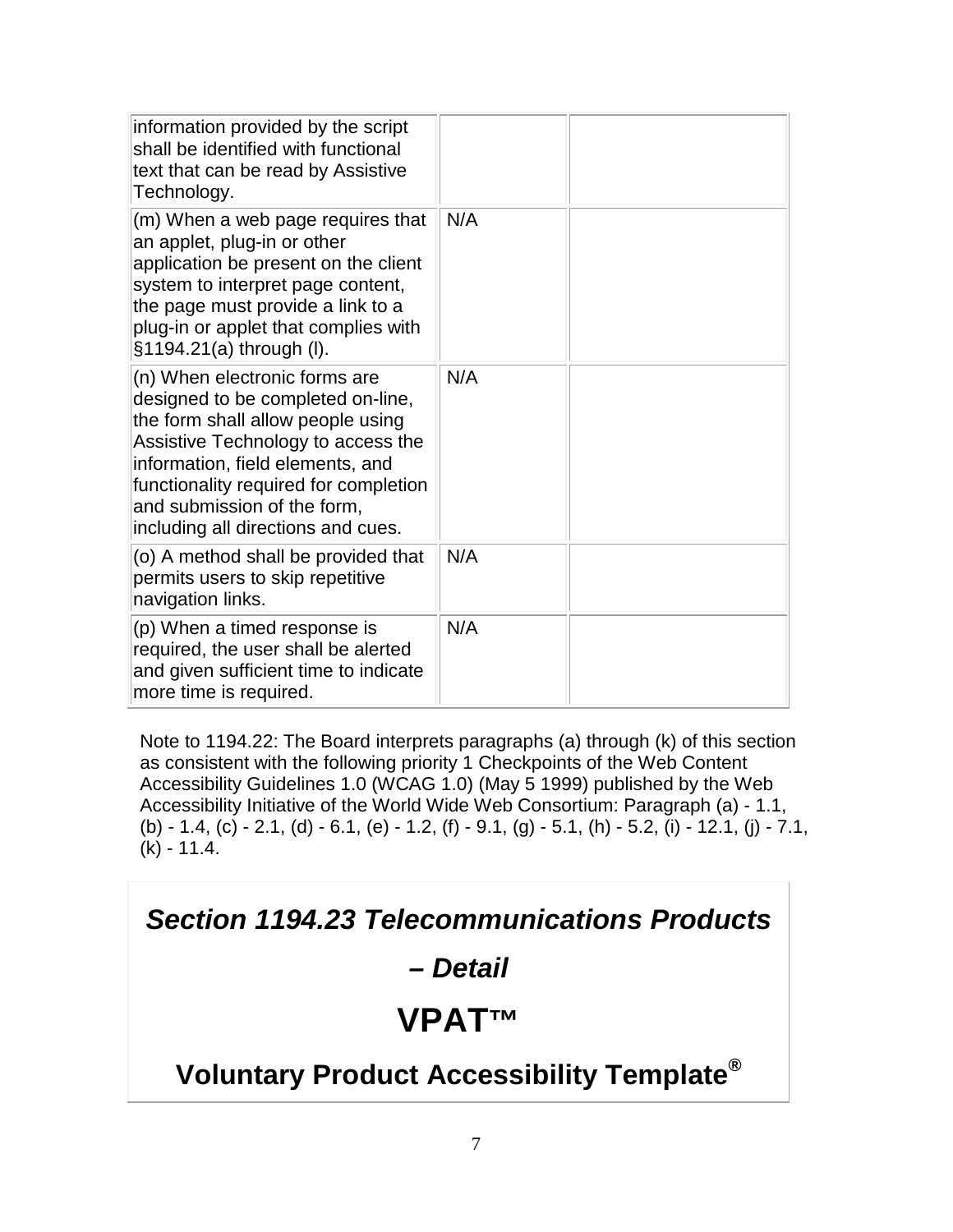| | | |
|---|---|---|
| information provided by the script shall be identified with functional text that can be read by Assistive Technology. | | |
| (m) When a web page requires that an applet, plug-in or other application be present on the client system to interpret page content, the page must provide a link to a plug-in or applet that complies with §1194.21(a) through (l). | N/A | |
| (n) When electronic forms are designed to be completed on-line, the form shall allow people using Assistive Technology to access the information, field elements, and functionality required for completion and submission of the form, including all directions and cues. | N/A | |
| (o) A method shall be provided that permits users to skip repetitive navigation links. | N/A | |
| (p) When a timed response is required, the user shall be alerted and given sufficient time to indicate more time is required. | N/A | |

Note to 1194.22: The Board interprets paragraphs (a) through (k) of this section as consistent with the following priority 1 Checkpoints of the Web Content Accessibility Guidelines 1.0 (WCAG 1.0) (May 5 1999) published by the Web Accessibility Initiative of the World Wide Web Consortium: Paragraph (a) - 1.1, (b) - 1.4, (c) - 2.1, (d) - 6.1, (e) - 1.2, (f) - 9.1, (g) - 5.1, (h) - 5.2, (i) - 12.1, (j) - 7.1, (k) - 11.4.

## *Section 1194.23 Telecommunications Products – Detail*

# VPAT™

## Voluntary Product Accessibility Template®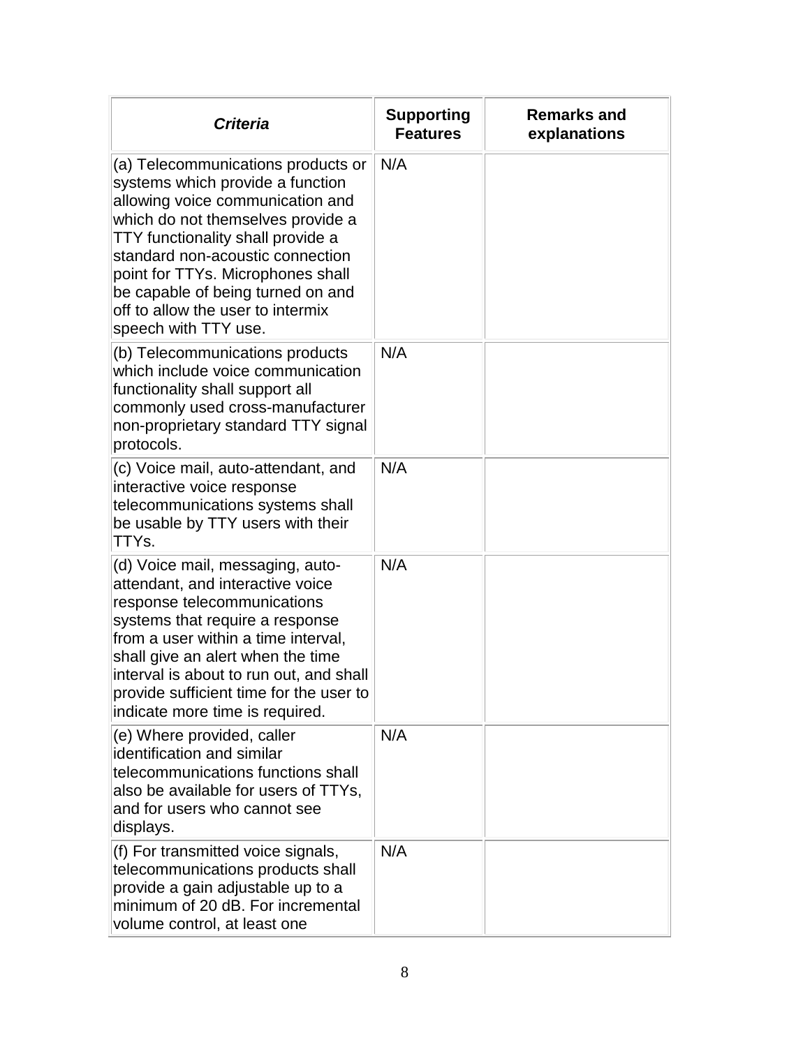| *Criteria* | Supporting Features | Remarks and explanations |
| --- | --- | --- |
| (a) Telecommunications products or systems which provide a function allowing voice communication and which do not themselves provide a TTY functionality shall provide a standard non-acoustic connection point for TTYs. Microphones shall be capable of being turned on and off to allow the user to intermix speech with TTY use. | N/A | |
| (b) Telecommunications products which include voice communication functionality shall support all commonly used cross-manufacturer non-proprietary standard TTY signal protocols. | N/A | |
| (c) Voice mail, auto-attendant, and interactive voice response telecommunications systems shall be usable by TTY users with their TTYs. | N/A | |
| (d) Voice mail, messaging, auto-attendant, and interactive voice response telecommunications systems that require a response from a user within a time interval, shall give an alert when the time interval is about to run out, and shall provide sufficient time for the user to indicate more time is required. | N/A | |
| (e) Where provided, caller identification and similar telecommunications functions shall also be available for users of TTYs, and for users who cannot see displays. | N/A | |
| (f) For transmitted voice signals, telecommunications products shall provide a gain adjustable up to a minimum of 20 dB. For incremental volume control, at least one | N/A | |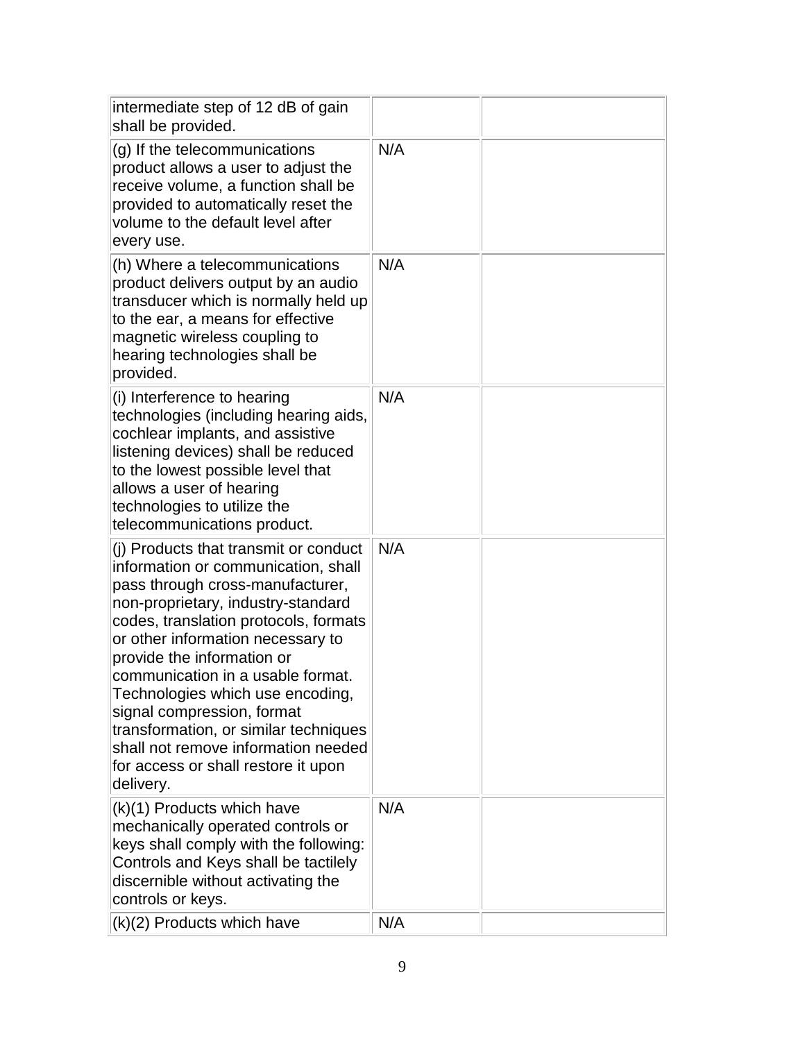| | | |
|---|---|---|
| intermediate step of 12 dB of gain shall be provided. | | |
| (g) If the telecommunications product allows a user to adjust the receive volume, a function shall be provided to automatically reset the volume to the default level after every use. | N/A | |
| (h) Where a telecommunications product delivers output by an audio transducer which is normally held up to the ear, a means for effective magnetic wireless coupling to hearing technologies shall be provided. | N/A | |
| (i) Interference to hearing technologies (including hearing aids, cochlear implants, and assistive listening devices) shall be reduced to the lowest possible level that allows a user of hearing technologies to utilize the telecommunications product. | N/A | |
| (j) Products that transmit or conduct information or communication, shall pass through cross-manufacturer, non-proprietary, industry-standard codes, translation protocols, formats or other information necessary to provide the information or communication in a usable format. Technologies which use encoding, signal compression, format transformation, or similar techniques shall not remove information needed for access or shall restore it upon delivery. | N/A | |
| (k)(1) Products which have mechanically operated controls or keys shall comply with the following: Controls and Keys shall be tactilely discernible without activating the controls or keys. | N/A | |
| (k)(2) Products which have | N/A | |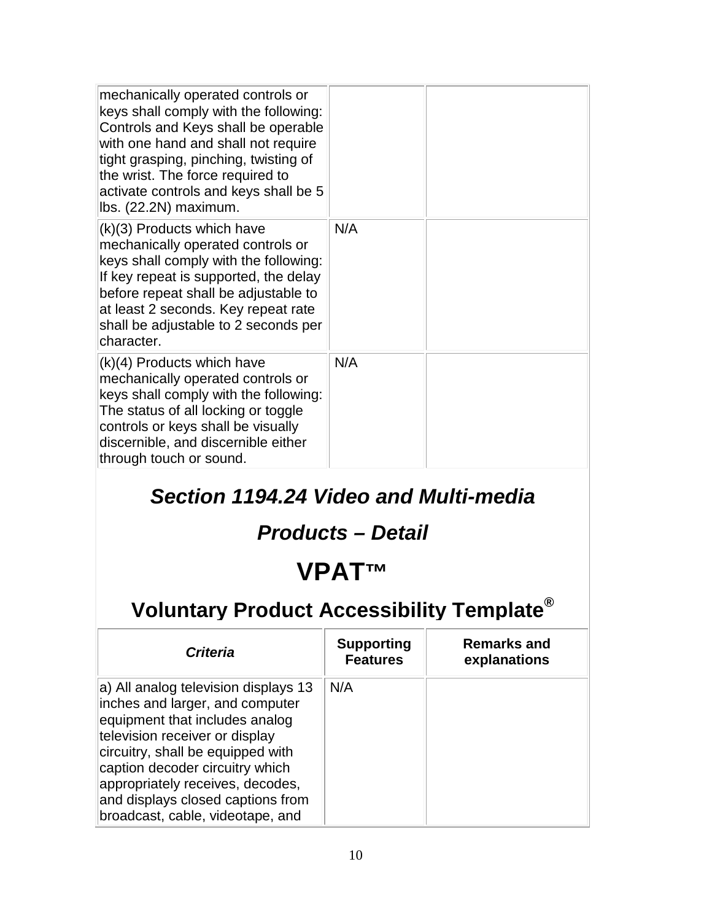| | | |
|---|---|---|
| mechanically operated controls or keys shall comply with the following: Controls and Keys shall be operable with one hand and shall not require tight grasping, pinching, twisting of the wrist. The force required to activate controls and keys shall be 5 lbs. (22.2N) maximum. | | |
| (k)(3) Products which have mechanically operated controls or keys shall comply with the following: If key repeat is supported, the delay before repeat shall be adjustable to at least 2 seconds. Key repeat rate shall be adjustable to 2 seconds per character. | N/A | |
| (k)(4) Products which have mechanically operated controls or keys shall comply with the following: The status of all locking or toggle controls or keys shall be visually discernible, and discernible either through touch or sound. | N/A | |

## *Section 1194.24 Video and Multi-media Products – Detail*

# VPAT™

## Voluntary Product Accessibility Template®

| *Criteria* | Supporting Features | Remarks and explanations |
|---|---|---|
| a) All analog television displays 13 inches and larger, and computer equipment that includes analog television receiver or display circuitry, shall be equipped with caption decoder circuitry which appropriately receives, decodes, and displays closed captions from broadcast, cable, videotape, and | N/A | |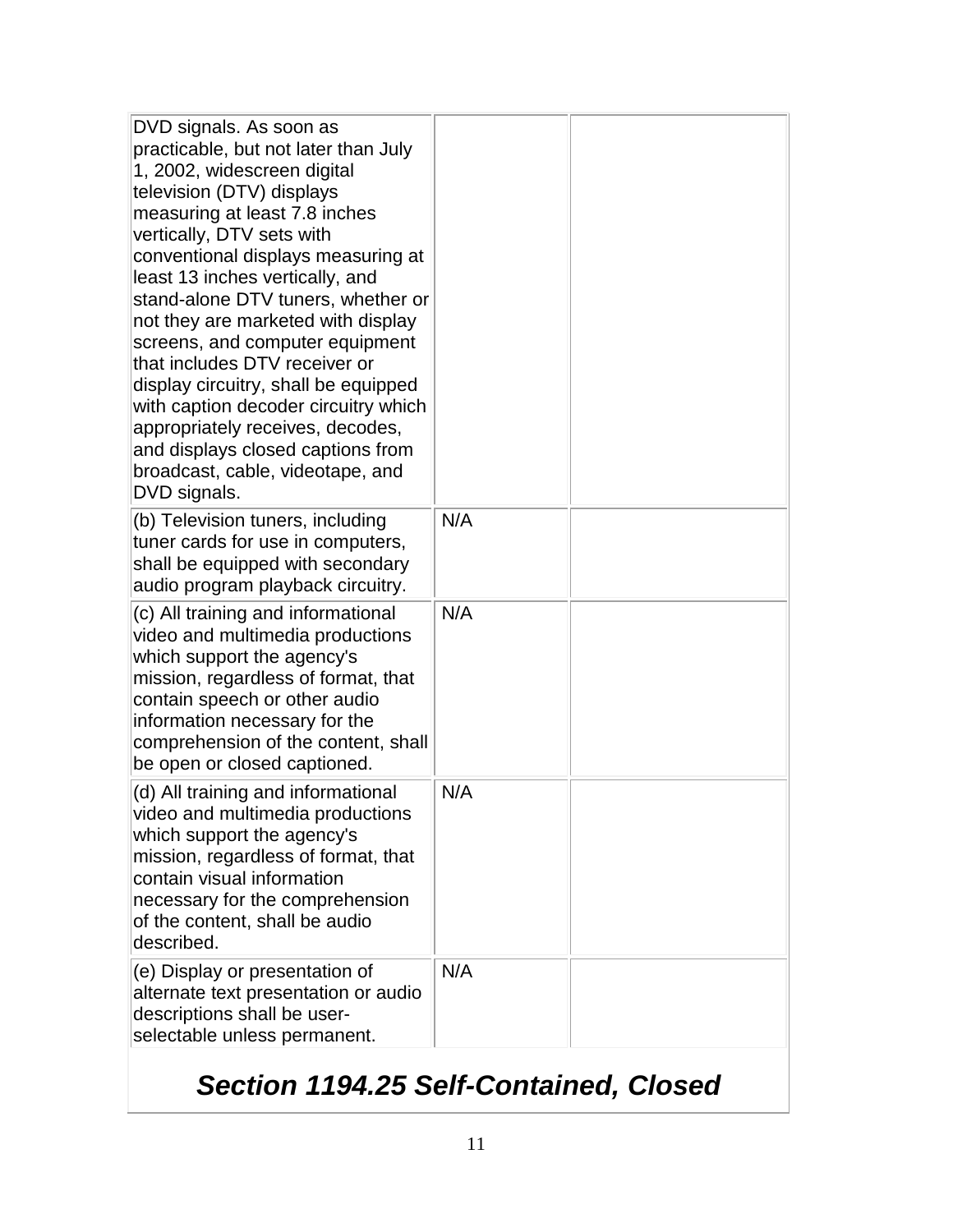| | | |
|---|---|---|
| DVD signals. As soon as practicable, but not later than July 1, 2002, widescreen digital television (DTV) displays measuring at least 7.8 inches vertically, DTV sets with conventional displays measuring at least 13 inches vertically, and stand-alone DTV tuners, whether or not they are marketed with display screens, and computer equipment that includes DTV receiver or display circuitry, shall be equipped with caption decoder circuitry which appropriately receives, decodes, and displays closed captions from broadcast, cable, videotape, and DVD signals. | | |
| (b) Television tuners, including tuner cards for use in computers, shall be equipped with secondary audio program playback circuitry. | N/A | |
| (c) All training and informational video and multimedia productions which support the agency's mission, regardless of format, that contain speech or other audio information necessary for the comprehension of the content, shall be open or closed captioned. | N/A | |
| (d) All training and informational video and multimedia productions which support the agency's mission, regardless of format, that contain visual information necessary for the comprehension of the content, shall be audio described. | N/A | |
| (e) Display or presentation of alternate text presentation or audio descriptions shall be user-selectable unless permanent. | N/A | |

## *Section 1194.25 Self-Contained, Closed*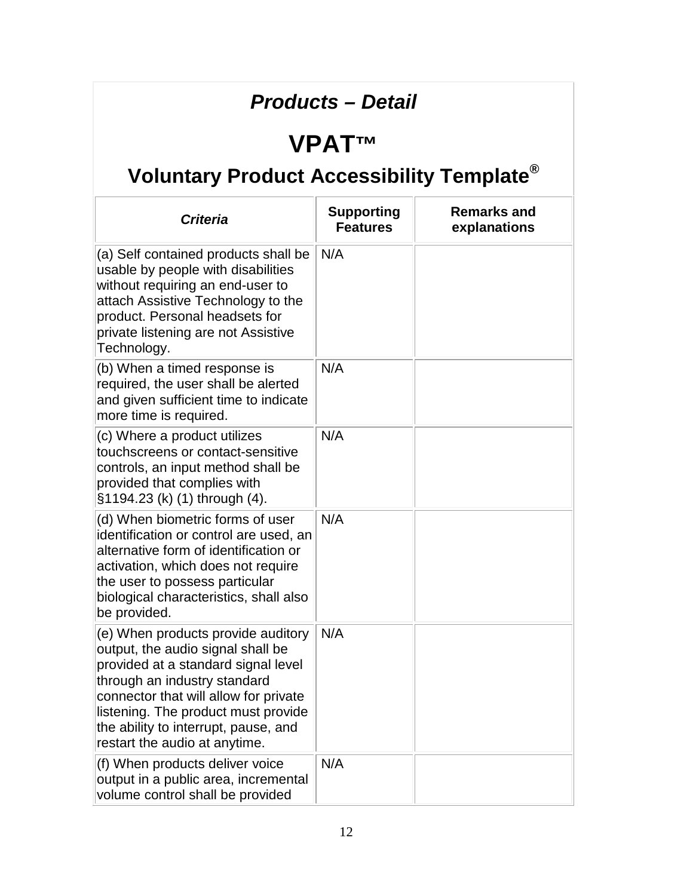# *Products – Detail*

# VPAT™

## Voluntary Product Accessibility Template®

| *Criteria* | Supporting Features | Remarks and explanations |
|---|---|---|
| (a) Self contained products shall be usable by people with disabilities without requiring an end-user to attach Assistive Technology to the product. Personal headsets for private listening are not Assistive Technology. | N/A | |
| (b) When a timed response is required, the user shall be alerted and given sufficient time to indicate more time is required. | N/A | |
| (c) Where a product utilizes touchscreens or contact-sensitive controls, an input method shall be provided that complies with §1194.23 (k) (1) through (4). | N/A | |
| (d) When biometric forms of user identification or control are used, an alternative form of identification or activation, which does not require the user to possess particular biological characteristics, shall also be provided. | N/A | |
| (e) When products provide auditory output, the audio signal shall be provided at a standard signal level through an industry standard connector that will allow for private listening. The product must provide the ability to interrupt, pause, and restart the audio at anytime. | N/A | |
| (f) When products deliver voice output in a public area, incremental volume control shall be provided | N/A | |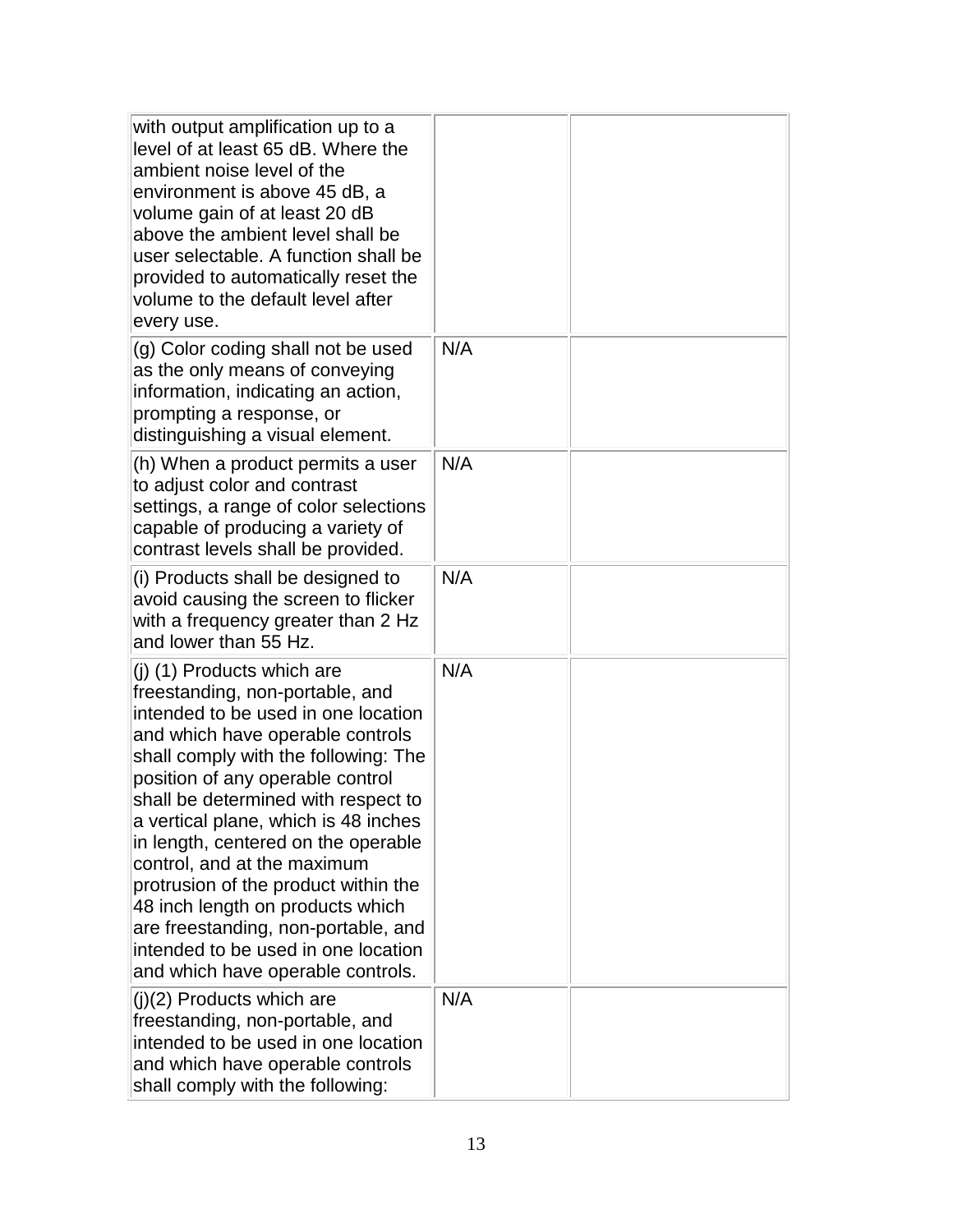| | | |
|---|---|---|
| with output amplification up to a level of at least 65 dB. Where the ambient noise level of the environment is above 45 dB, a volume gain of at least 20 dB above the ambient level shall be user selectable. A function shall be provided to automatically reset the volume to the default level after every use. | | |
| (g) Color coding shall not be used as the only means of conveying information, indicating an action, prompting a response, or distinguishing a visual element. | N/A | |
| (h) When a product permits a user to adjust color and contrast settings, a range of color selections capable of producing a variety of contrast levels shall be provided. | N/A | |
| (i) Products shall be designed to avoid causing the screen to flicker with a frequency greater than 2 Hz and lower than 55 Hz. | N/A | |
| (j) (1) Products which are freestanding, non-portable, and intended to be used in one location and which have operable controls shall comply with the following: The position of any operable control shall be determined with respect to a vertical plane, which is 48 inches in length, centered on the operable control, and at the maximum protrusion of the product within the 48 inch length on products which are freestanding, non-portable, and intended to be used in one location and which have operable controls. | N/A | |
| (j)(2) Products which are freestanding, non-portable, and intended to be used in one location and which have operable controls shall comply with the following: | N/A | |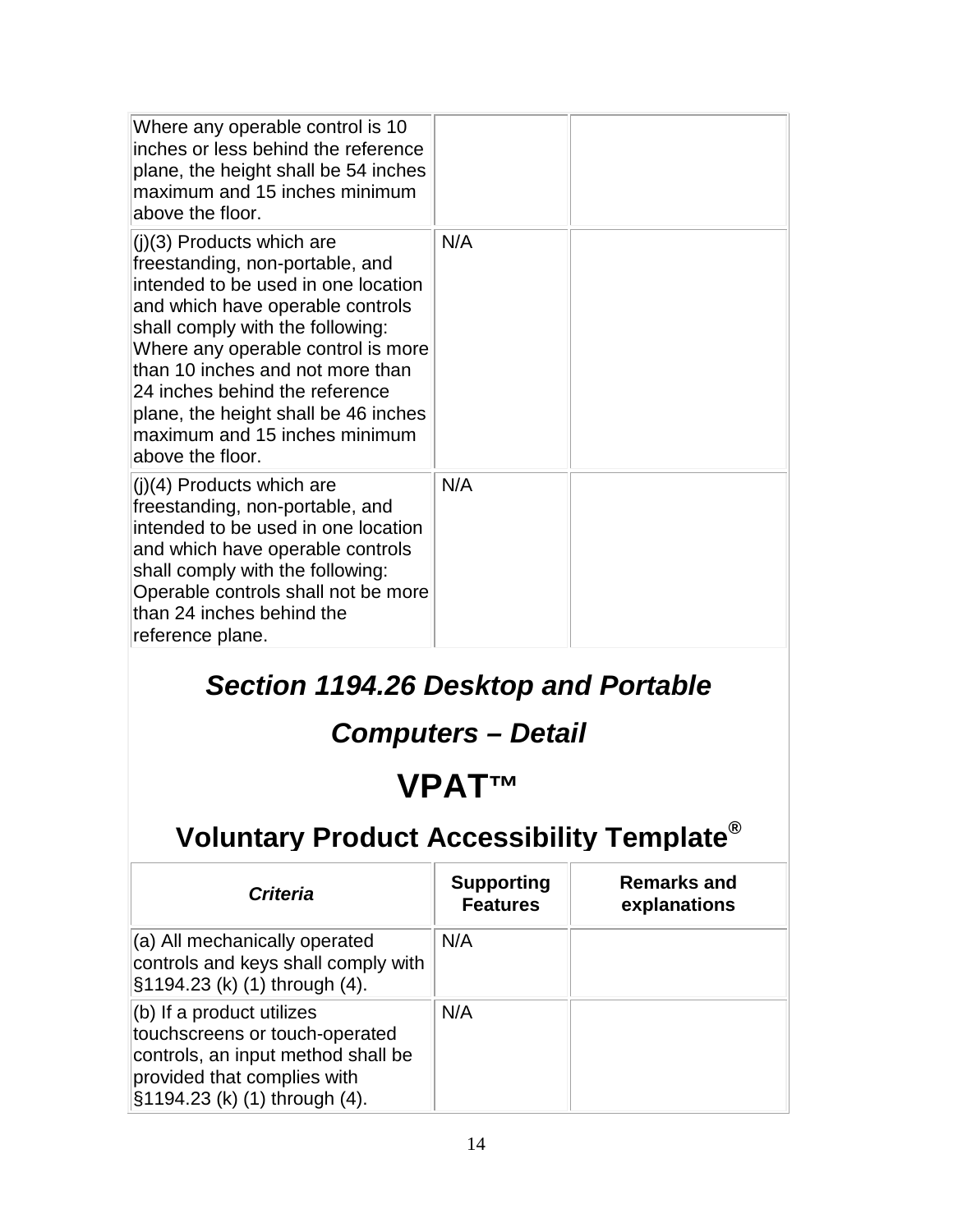| | | |
|---|---|---|
| Where any operable control is 10 inches or less behind the reference plane, the height shall be 54 inches maximum and 15 inches minimum above the floor. | | |
| (j)(3) Products which are freestanding, non-portable, and intended to be used in one location and which have operable controls shall comply with the following: Where any operable control is more than 10 inches and not more than 24 inches behind the reference plane, the height shall be 46 inches maximum and 15 inches minimum above the floor. | N/A | |
| (j)(4) Products which are freestanding, non-portable, and intended to be used in one location and which have operable controls shall comply with the following: Operable controls shall not be more than 24 inches behind the reference plane. | N/A | |

## *Section 1194.26 Desktop and Portable Computers – Detail*

# VPAT™

## Voluntary Product Accessibility Template®

| ***Criteria*** | **Supporting Features** | **Remarks and explanations** |
|---|---|---|
| (a) All mechanically operated controls and keys shall comply with §1194.23 (k) (1) through (4). | N/A | |
| (b) If a product utilizes touchscreens or touch-operated controls, an input method shall be provided that complies with §1194.23 (k) (1) through (4). | N/A | |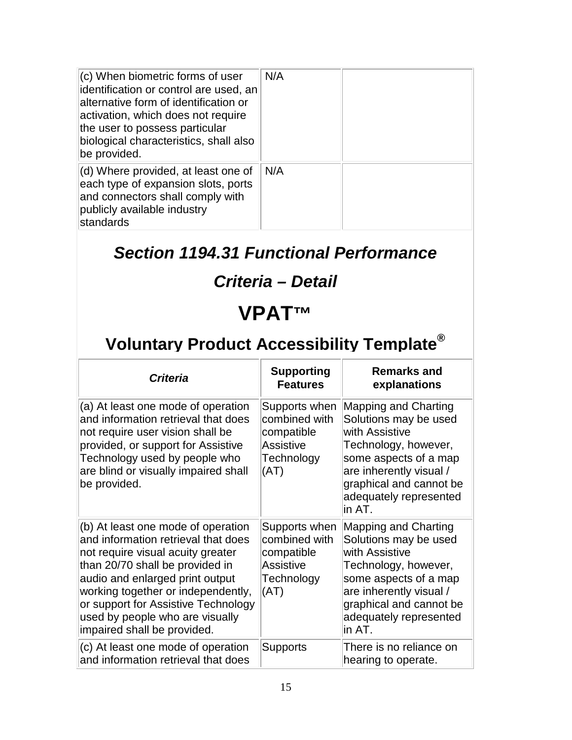| | | |
|---|---|---|
| (c) When biometric forms of user identification or control are used, an alternative form of identification or activation, which does not require the user to possess particular biological characteristics, shall also be provided. | N/A | |
| (d) Where provided, at least one of each type of expansion slots, ports and connectors shall comply with publicly available industry standards | N/A | |

## *Section 1194.31 Functional Performance Criteria – Detail*

# VPAT™

## Voluntary Product Accessibility Template®

| ***Criteria*** | **Supporting Features** | **Remarks and explanations** |
|---|---|---|
| (a) At least one mode of operation and information retrieval that does not require user vision shall be provided, or support for Assistive Technology used by people who are blind or visually impaired shall be provided. | Supports when combined with compatible Assistive Technology (AT) | Mapping and Charting Solutions may be used with Assistive Technology, however, some aspects of a map are inherently visual / graphical and cannot be adequately represented in AT. |
| (b) At least one mode of operation and information retrieval that does not require visual acuity greater than 20/70 shall be provided in audio and enlarged print output working together or independently, or support for Assistive Technology used by people who are visually impaired shall be provided. | Supports when combined with compatible Assistive Technology (AT) | Mapping and Charting Solutions may be used with Assistive Technology, however, some aspects of a map are inherently visual / graphical and cannot be adequately represented in AT. |
| (c) At least one mode of operation and information retrieval that does | Supports | There is no reliance on hearing to operate. |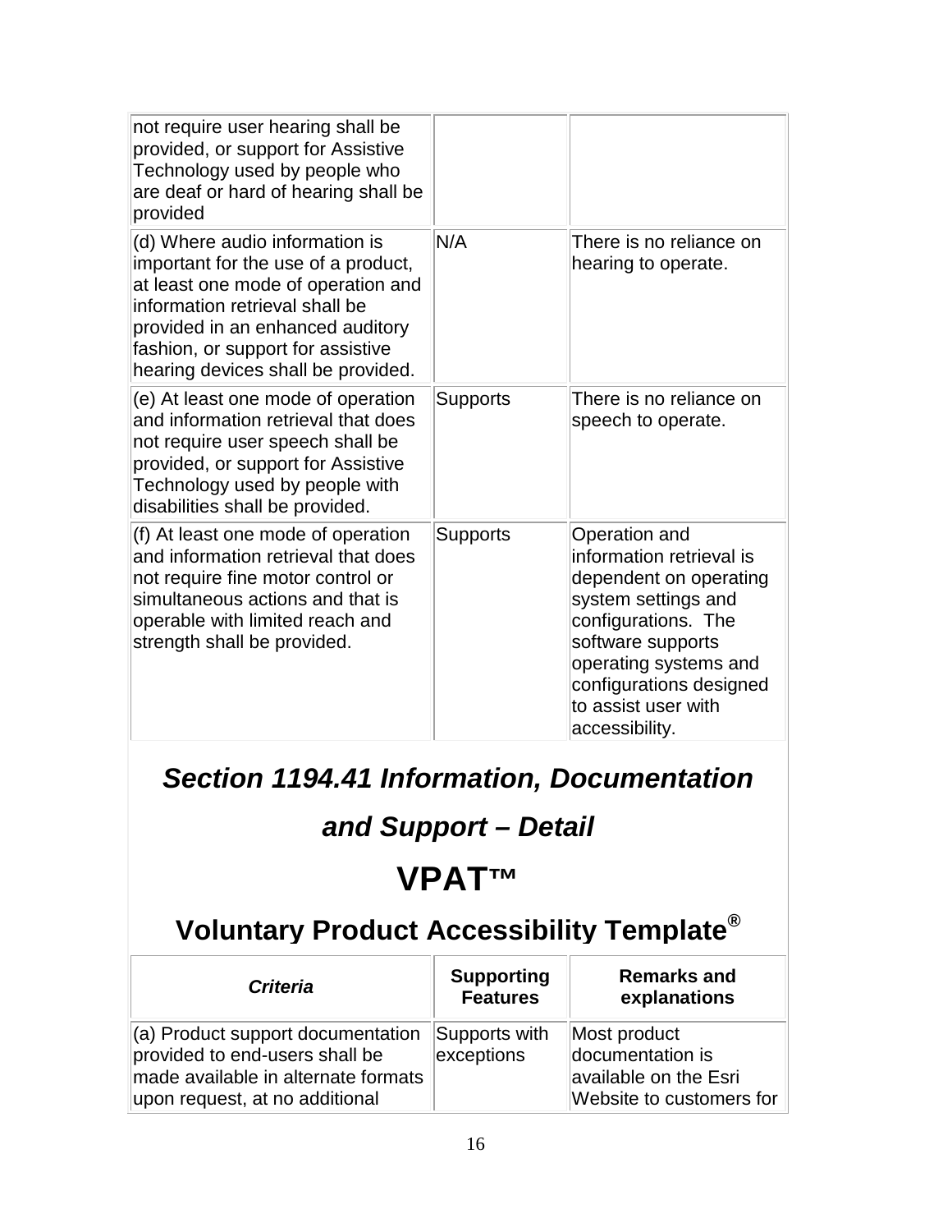| | | |
|---|---|---|
| not require user hearing shall be provided, or support for Assistive Technology used by people who are deaf or hard of hearing shall be provided | | |
| (d) Where audio information is important for the use of a product, at least one mode of operation and information retrieval shall be provided in an enhanced auditory fashion, or support for assistive hearing devices shall be provided. | N/A | There is no reliance on hearing to operate. |
| (e) At least one mode of operation and information retrieval that does not require user speech shall be provided, or support for Assistive Technology used by people with disabilities shall be provided. | Supports | There is no reliance on speech to operate. |
| (f) At least one mode of operation and information retrieval that does not require fine motor control or simultaneous actions and that is operable with limited reach and strength shall be provided. | Supports | Operation and information retrieval is dependent on operating system settings and configurations. The software supports operating systems and configurations designed to assist user with accessibility. |

## *Section 1194.41 Information, Documentation and Support – Detail*

# VPAT™

## Voluntary Product Accessibility Template®

| *Criteria* | Supporting Features | Remarks and explanations |
|---|---|---|
| (a) Product support documentation provided to end-users shall be made available in alternate formats upon request, at no additional | Supports with exceptions | Most product documentation is available on the Esri Website to customers for |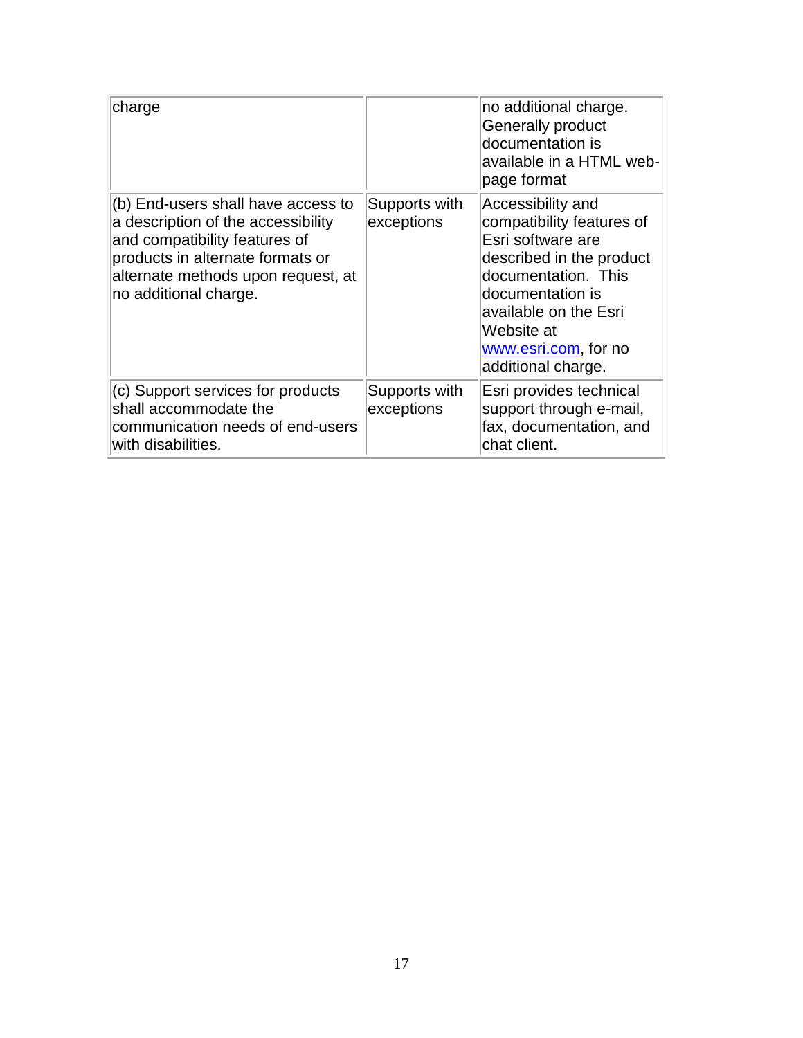| | | |
|---|---|---|
| charge | | no additional charge. Generally product documentation is available in a HTML web-page format |
| (b) End-users shall have access to a description of the accessibility and compatibility features of products in alternate formats or alternate methods upon request, at no additional charge. | Supports with exceptions | Accessibility and compatibility features of Esri software are described in the product documentation. This documentation is available on the Esri Website at www.esri.com, for no additional charge. |
| (c) Support services for products shall accommodate the communication needs of end-users with disabilities. | Supports with exceptions | Esri provides technical support through e-mail, fax, documentation, and chat client. |